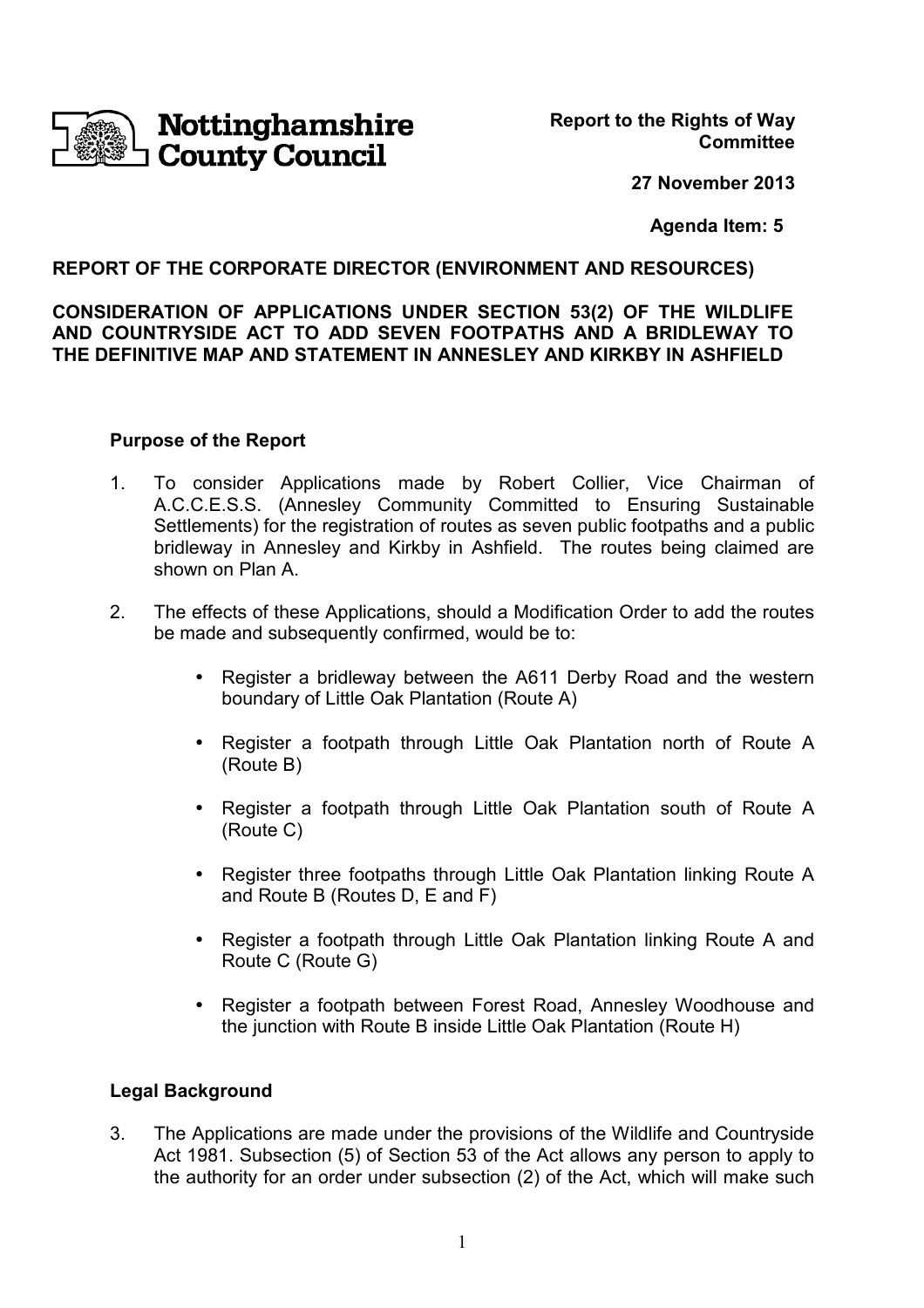Nottinghamshire County Council

**Report to the Rights of Way Committee**

**27 November 2013**

**Agenda Item: 5**

**REPORT OF THE CORPORATE DIRECTOR (ENVIRONMENT AND RESOURCES)**

**CONSIDERATION OF APPLICATIONS UNDER SECTION 53(2) OF THE WILDLIFE AND COUNTRYSIDE ACT TO ADD SEVEN FOOTPATHS AND A BRIDLEWAY TO THE DEFINITIVE MAP AND STATEMENT IN ANNESLEY AND KIRKBY IN ASHFIELD**

## Purpose of the Report

1. To consider Applications made by Robert Collier, Vice Chairman of A.C.C.E.S.S. (Annesley Community Committed to Ensuring Sustainable Settlements) for the registration of routes as seven public footpaths and a public bridleway in Annesley and Kirkby in Ashfield. The routes being claimed are shown on Plan A.

2. The effects of these Applications, should a Modification Order to add the routes be made and subsequently confirmed, would be to:

   - Register a bridleway between the A611 Derby Road and the western boundary of Little Oak Plantation (Route A)
   - Register a footpath through Little Oak Plantation north of Route A (Route B)
   - Register a footpath through Little Oak Plantation south of Route A (Route C)
   - Register three footpaths through Little Oak Plantation linking Route A and Route B (Routes D, E and F)
   - Register a footpath through Little Oak Plantation linking Route A and Route C (Route G)
   - Register a footpath between Forest Road, Annesley Woodhouse and the junction with Route B inside Little Oak Plantation (Route H)

## Legal Background

3. The Applications are made under the provisions of the Wildlife and Countryside Act 1981. Subsection (5) of Section 53 of the Act allows any person to apply to the authority for an order under subsection (2) of the Act, which will make such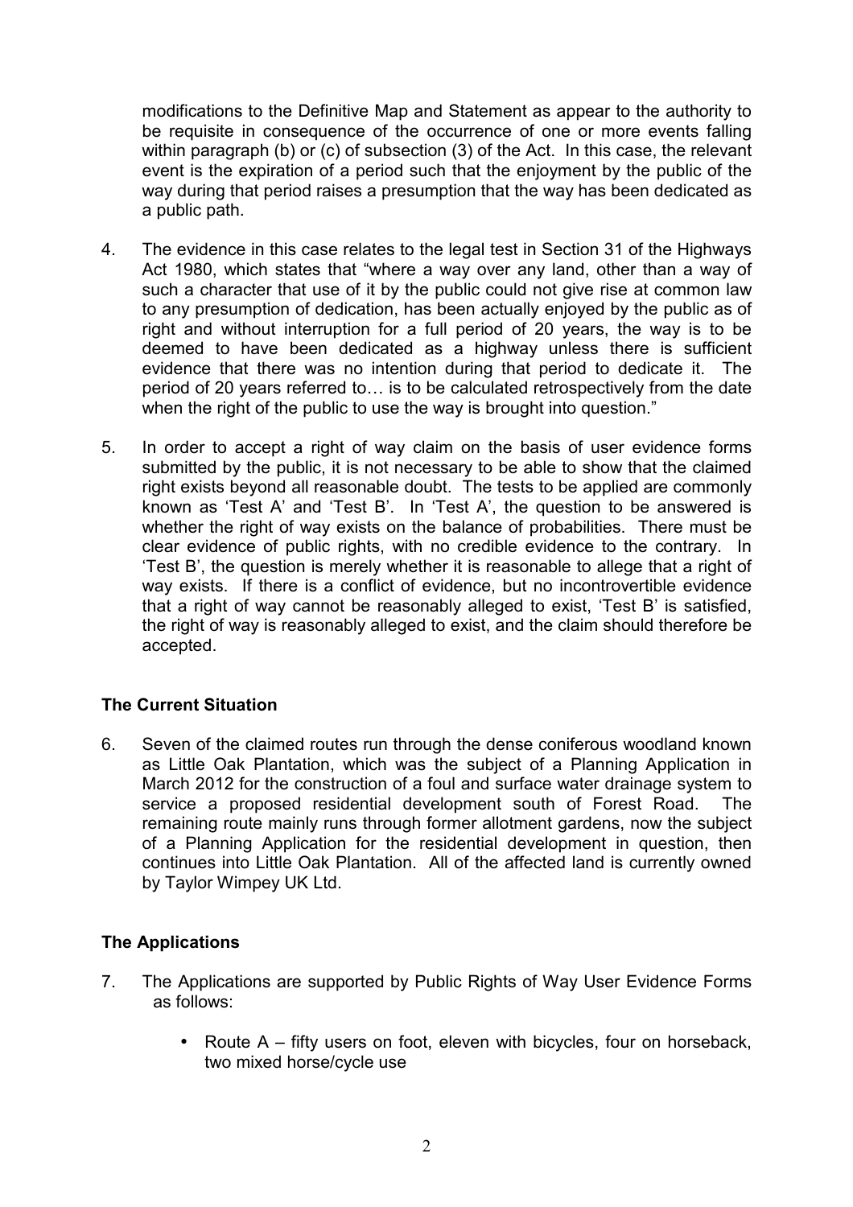modifications to the Definitive Map and Statement as appear to the authority to be requisite in consequence of the occurrence of one or more events falling within paragraph (b) or (c) of subsection (3) of the Act. In this case, the relevant event is the expiration of a period such that the enjoyment by the public of the way during that period raises a presumption that the way has been dedicated as a public path.

4. The evidence in this case relates to the legal test in Section 31 of the Highways Act 1980, which states that "where a way over any land, other than a way of such a character that use of it by the public could not give rise at common law to any presumption of dedication, has been actually enjoyed by the public as of right and without interruption for a full period of 20 years, the way is to be deemed to have been dedicated as a highway unless there is sufficient evidence that there was no intention during that period to dedicate it. The period of 20 years referred to… is to be calculated retrospectively from the date when the right of the public to use the way is brought into question."

5. In order to accept a right of way claim on the basis of user evidence forms submitted by the public, it is not necessary to be able to show that the claimed right exists beyond all reasonable doubt. The tests to be applied are commonly known as 'Test A' and 'Test B'. In 'Test A', the question to be answered is whether the right of way exists on the balance of probabilities. There must be clear evidence of public rights, with no credible evidence to the contrary. In 'Test B', the question is merely whether it is reasonable to allege that a right of way exists. If there is a conflict of evidence, but no incontrovertible evidence that a right of way cannot be reasonably alleged to exist, 'Test B' is satisfied, the right of way is reasonably alleged to exist, and the claim should therefore be accepted.

## The Current Situation

6. Seven of the claimed routes run through the dense coniferous woodland known as Little Oak Plantation, which was the subject of a Planning Application in March 2012 for the construction of a foul and surface water drainage system to service a proposed residential development south of Forest Road. The remaining route mainly runs through former allotment gardens, now the subject of a Planning Application for the residential development in question, then continues into Little Oak Plantation. All of the affected land is currently owned by Taylor Wimpey UK Ltd.

## The Applications

7. The Applications are supported by Public Rights of Way User Evidence Forms as follows:

   - Route A – fifty users on foot, eleven with bicycles, four on horseback, two mixed horse/cycle use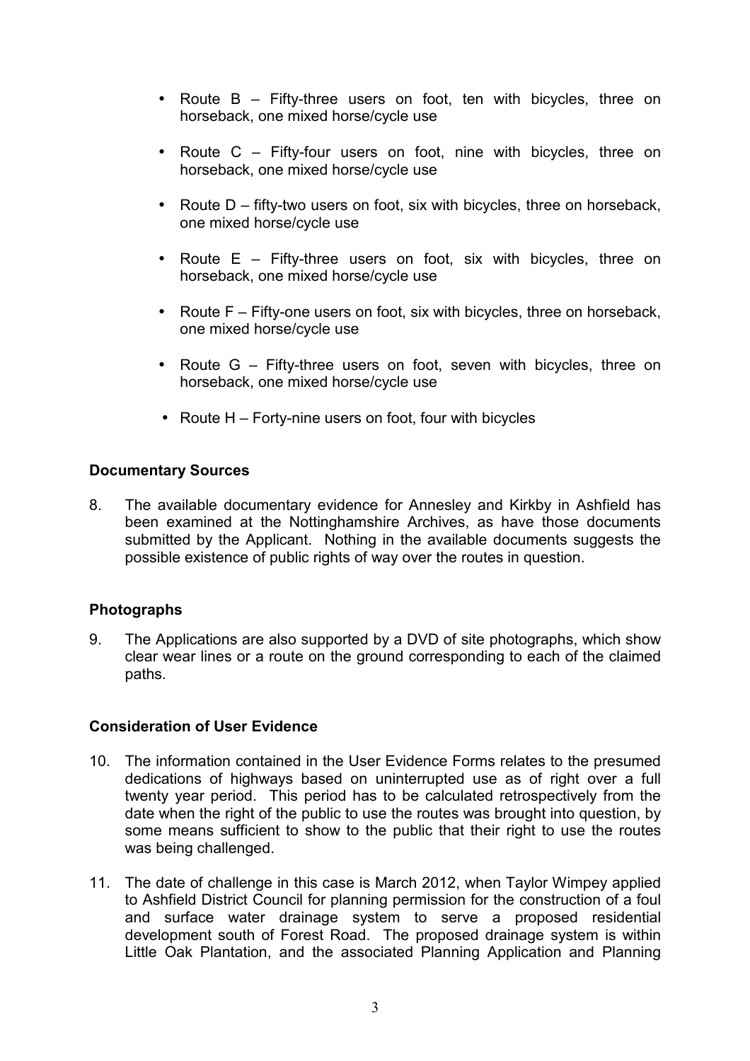- Route B – Fifty-three users on foot, ten with bicycles, three on horseback, one mixed horse/cycle use
- Route C – Fifty-four users on foot, nine with bicycles, three on horseback, one mixed horse/cycle use
- Route D – fifty-two users on foot, six with bicycles, three on horseback, one mixed horse/cycle use
- Route E – Fifty-three users on foot, six with bicycles, three on horseback, one mixed horse/cycle use
- Route F – Fifty-one users on foot, six with bicycles, three on horseback, one mixed horse/cycle use
- Route G – Fifty-three users on foot, seven with bicycles, three on horseback, one mixed horse/cycle use
- Route H – Forty-nine users on foot, four with bicycles

**Documentary Sources**

8. The available documentary evidence for Annesley and Kirkby in Ashfield has been examined at the Nottinghamshire Archives, as have those documents submitted by the Applicant. Nothing in the available documents suggests the possible existence of public rights of way over the routes in question.

**Photographs**

9. The Applications are also supported by a DVD of site photographs, which show clear wear lines or a route on the ground corresponding to each of the claimed paths.

**Consideration of User Evidence**

10. The information contained in the User Evidence Forms relates to the presumed dedications of highways based on uninterrupted use as of right over a full twenty year period. This period has to be calculated retrospectively from the date when the right of the public to use the routes was brought into question, by some means sufficient to show to the public that their right to use the routes was being challenged.

11. The date of challenge in this case is March 2012, when Taylor Wimpey applied to Ashfield District Council for planning permission for the construction of a foul and surface water drainage system to serve a proposed residential development south of Forest Road. The proposed drainage system is within Little Oak Plantation, and the associated Planning Application and Planning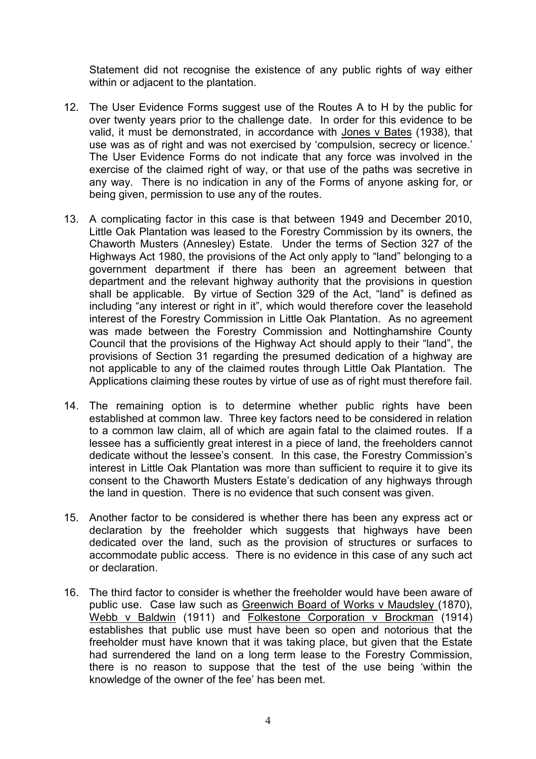Statement did not recognise the existence of any public rights of way either within or adjacent to the plantation.

12. The User Evidence Forms suggest use of the Routes A to H by the public for over twenty years prior to the challenge date. In order for this evidence to be valid, it must be demonstrated, in accordance with Jones v Bates (1938), that use was as of right and was not exercised by 'compulsion, secrecy or licence.' The User Evidence Forms do not indicate that any force was involved in the exercise of the claimed right of way, or that use of the paths was secretive in any way. There is no indication in any of the Forms of anyone asking for, or being given, permission to use any of the routes.

13. A complicating factor in this case is that between 1949 and December 2010, Little Oak Plantation was leased to the Forestry Commission by its owners, the Chaworth Musters (Annesley) Estate. Under the terms of Section 327 of the Highways Act 1980, the provisions of the Act only apply to "land" belonging to a government department if there has been an agreement between that department and the relevant highway authority that the provisions in question shall be applicable. By virtue of Section 329 of the Act, "land" is defined as including "any interest or right in it", which would therefore cover the leasehold interest of the Forestry Commission in Little Oak Plantation. As no agreement was made between the Forestry Commission and Nottinghamshire County Council that the provisions of the Highway Act should apply to their "land", the provisions of Section 31 regarding the presumed dedication of a highway are not applicable to any of the claimed routes through Little Oak Plantation. The Applications claiming these routes by virtue of use as of right must therefore fail.

14. The remaining option is to determine whether public rights have been established at common law. Three key factors need to be considered in relation to a common law claim, all of which are again fatal to the claimed routes. If a lessee has a sufficiently great interest in a piece of land, the freeholders cannot dedicate without the lessee's consent. In this case, the Forestry Commission's interest in Little Oak Plantation was more than sufficient to require it to give its consent to the Chaworth Musters Estate's dedication of any highways through the land in question. There is no evidence that such consent was given.

15. Another factor to be considered is whether there has been any express act or declaration by the freeholder which suggests that highways have been dedicated over the land, such as the provision of structures or surfaces to accommodate public access. There is no evidence in this case of any such act or declaration.

16. The third factor to consider is whether the freeholder would have been aware of public use. Case law such as Greenwich Board of Works v Maudsley (1870), Webb v Baldwin (1911) and Folkestone Corporation v Brockman (1914) establishes that public use must have been so open and notorious that the freeholder must have known that it was taking place, but given that the Estate had surrendered the land on a long term lease to the Forestry Commission, there is no reason to suppose that the test of the use being 'within the knowledge of the owner of the fee' has been met.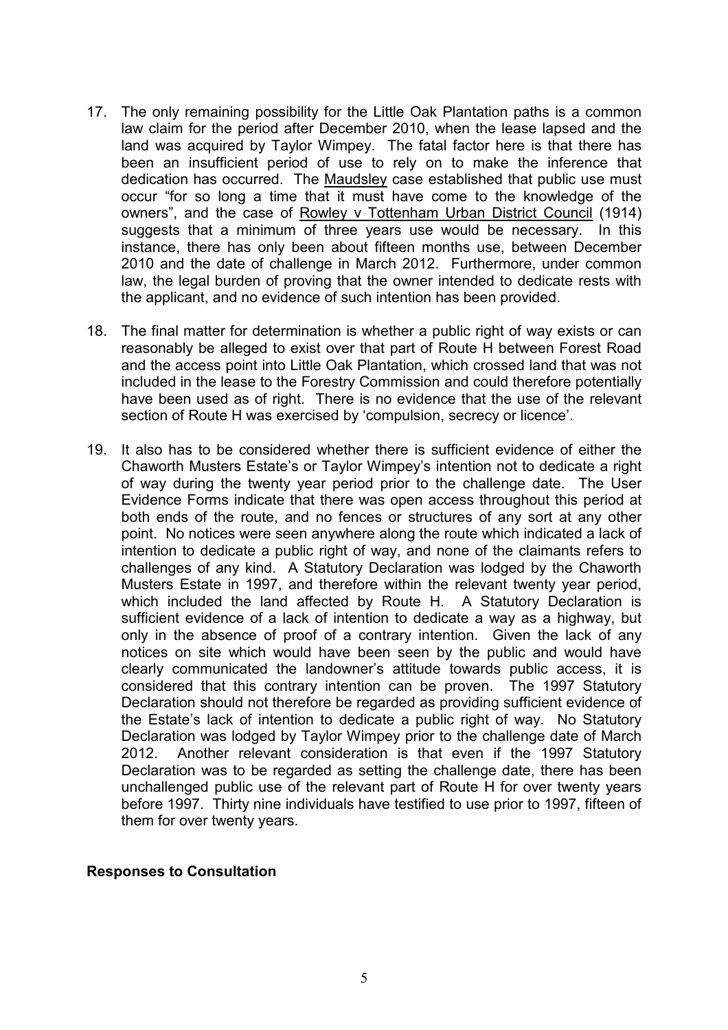17. The only remaining possibility for the Little Oak Plantation paths is a common law claim for the period after December 2010, when the lease lapsed and the land was acquired by Taylor Wimpey. The fatal factor here is that there has been an insufficient period of use to rely on to make the inference that dedication has occurred. The Maudsley case established that public use must occur "for so long a time that it must have come to the knowledge of the owners", and the case of Rowley v Tottenham Urban District Council (1914) suggests that a minimum of three years use would be necessary. In this instance, there has only been about fifteen months use, between December 2010 and the date of challenge in March 2012. Furthermore, under common law, the legal burden of proving that the owner intended to dedicate rests with the applicant, and no evidence of such intention has been provided.

18. The final matter for determination is whether a public right of way exists or can reasonably be alleged to exist over that part of Route H between Forest Road and the access point into Little Oak Plantation, which crossed land that was not included in the lease to the Forestry Commission and could therefore potentially have been used as of right. There is no evidence that the use of the relevant section of Route H was exercised by 'compulsion, secrecy or licence'.

19. It also has to be considered whether there is sufficient evidence of either the Chaworth Musters Estate's or Taylor Wimpey's intention not to dedicate a right of way during the twenty year period prior to the challenge date. The User Evidence Forms indicate that there was open access throughout this period at both ends of the route, and no fences or structures of any sort at any other point. No notices were seen anywhere along the route which indicated a lack of intention to dedicate a public right of way, and none of the claimants refers to challenges of any kind. A Statutory Declaration was lodged by the Chaworth Musters Estate in 1997, and therefore within the relevant twenty year period, which included the land affected by Route H. A Statutory Declaration is sufficient evidence of a lack of intention to dedicate a way as a highway, but only in the absence of proof of a contrary intention. Given the lack of any notices on site which would have been seen by the public and would have clearly communicated the landowner's attitude towards public access, it is considered that this contrary intention can be proven. The 1997 Statutory Declaration should not therefore be regarded as providing sufficient evidence of the Estate's lack of intention to dedicate a public right of way. No Statutory Declaration was lodged by Taylor Wimpey prior to the challenge date of March 2012. Another relevant consideration is that even if the 1997 Statutory Declaration was to be regarded as setting the challenge date, there has been unchallenged public use of the relevant part of Route H for over twenty years before 1997. Thirty nine individuals have testified to use prior to 1997, fifteen of them for over twenty years.

**Responses to Consultation**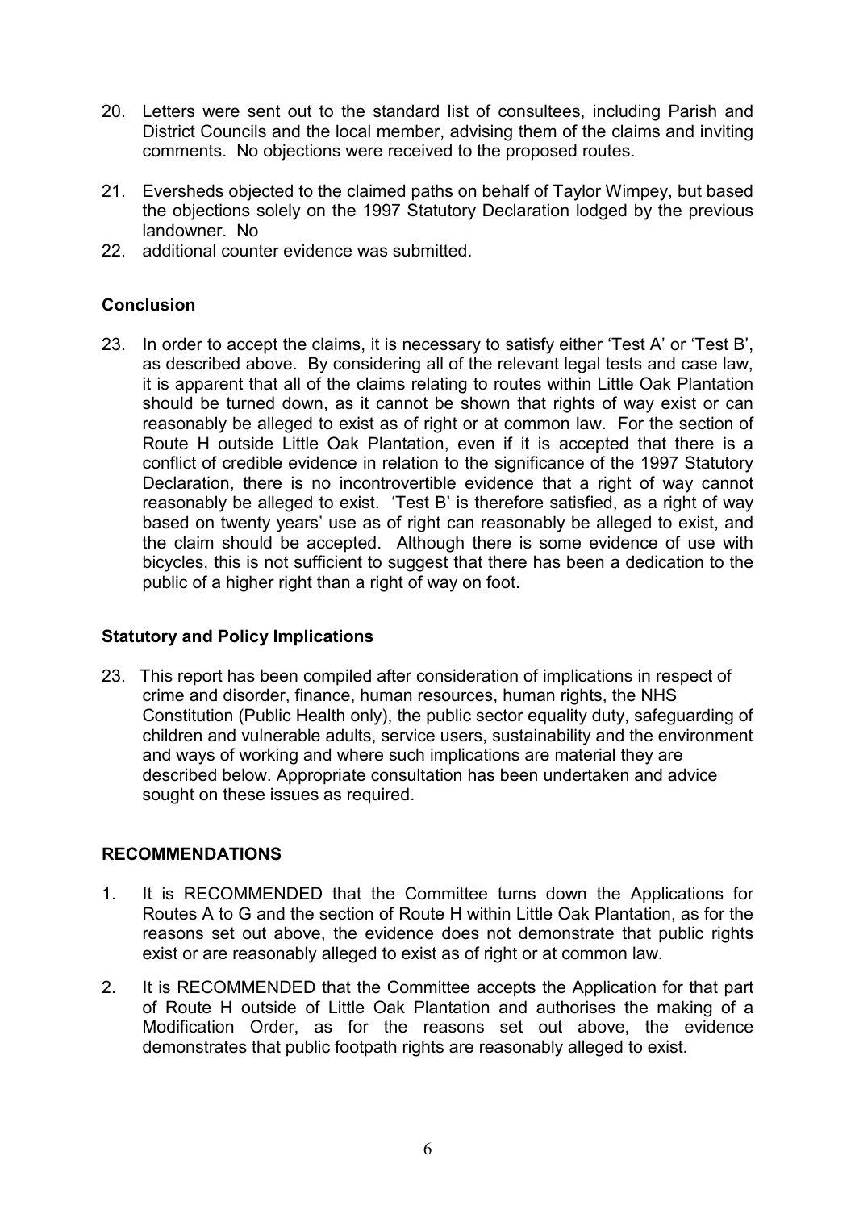20. Letters were sent out to the standard list of consultees, including Parish and District Councils and the local member, advising them of the claims and inviting comments. No objections were received to the proposed routes.

21. Eversheds objected to the claimed paths on behalf of Taylor Wimpey, but based the objections solely on the 1997 Statutory Declaration lodged by the previous landowner. No

22. additional counter evidence was submitted.

**Conclusion**

23. In order to accept the claims, it is necessary to satisfy either 'Test A' or 'Test B', as described above. By considering all of the relevant legal tests and case law, it is apparent that all of the claims relating to routes within Little Oak Plantation should be turned down, as it cannot be shown that rights of way exist or can reasonably be alleged to exist as of right or at common law. For the section of Route H outside Little Oak Plantation, even if it is accepted that there is a conflict of credible evidence in relation to the significance of the 1997 Statutory Declaration, there is no incontrovertible evidence that a right of way cannot reasonably be alleged to exist. 'Test B' is therefore satisfied, as a right of way based on twenty years' use as of right can reasonably be alleged to exist, and the claim should be accepted. Although there is some evidence of use with bicycles, this is not sufficient to suggest that there has been a dedication to the public of a higher right than a right of way on foot.

**Statutory and Policy Implications**

23. This report has been compiled after consideration of implications in respect of crime and disorder, finance, human resources, human rights, the NHS Constitution (Public Health only), the public sector equality duty, safeguarding of children and vulnerable adults, service users, sustainability and the environment and ways of working and where such implications are material they are described below. Appropriate consultation has been undertaken and advice sought on these issues as required.

**RECOMMENDATIONS**

1. It is RECOMMENDED that the Committee turns down the Applications for Routes A to G and the section of Route H within Little Oak Plantation, as for the reasons set out above, the evidence does not demonstrate that public rights exist or are reasonably alleged to exist as of right or at common law.

2. It is RECOMMENDED that the Committee accepts the Application for that part of Route H outside of Little Oak Plantation and authorises the making of a Modification Order, as for the reasons set out above, the evidence demonstrates that public footpath rights are reasonably alleged to exist.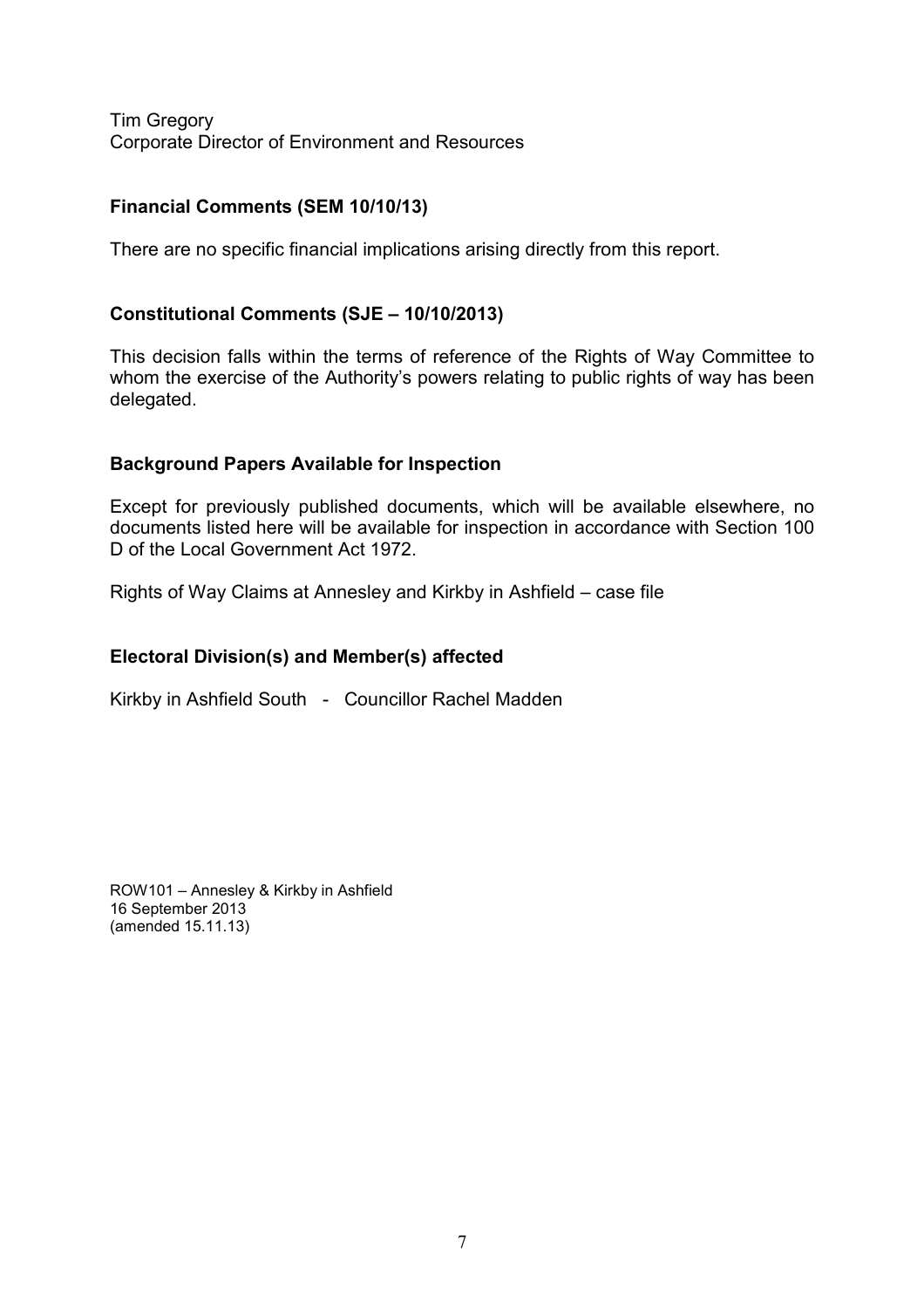Tim Gregory
Corporate Director of Environment and Resources

**Financial Comments (SEM 10/10/13)**

There are no specific financial implications arising directly from this report.

**Constitutional Comments (SJE – 10/10/2013)**

This decision falls within the terms of reference of the Rights of Way Committee to whom the exercise of the Authority's powers relating to public rights of way has been delegated.

**Background Papers Available for Inspection**

Except for previously published documents, which will be available elsewhere, no documents listed here will be available for inspection in accordance with Section 100 D of the Local Government Act 1972.

Rights of Way Claims at Annesley and Kirkby in Ashfield – case file

**Electoral Division(s) and Member(s) affected**

Kirkby in Ashfield South - Councillor Rachel Madden

ROW101 – Annesley & Kirkby in Ashfield
16 September 2013
(amended 15.11.13)